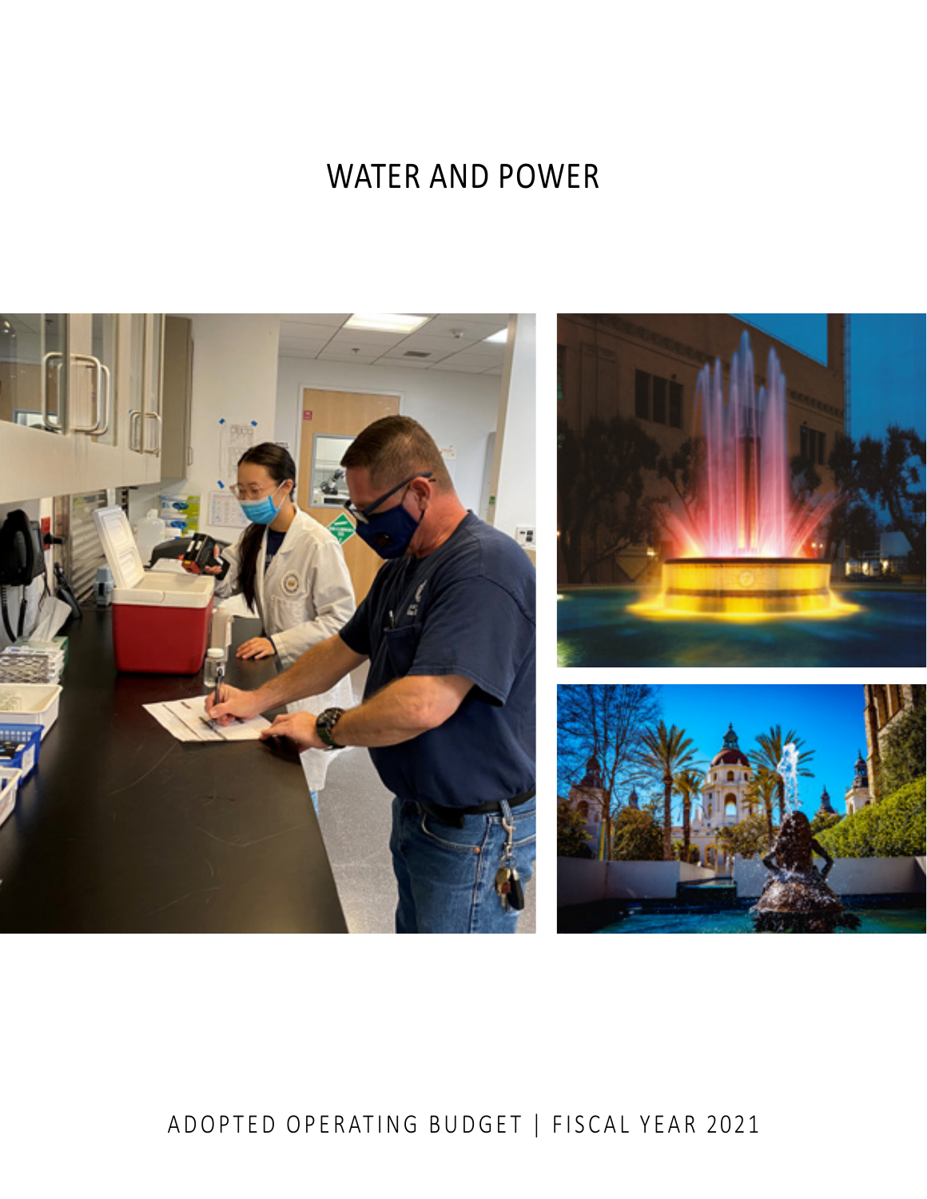# WATER AND POWER

ADOPTED OPERATING BUDGET | FISCAL YEAR 2021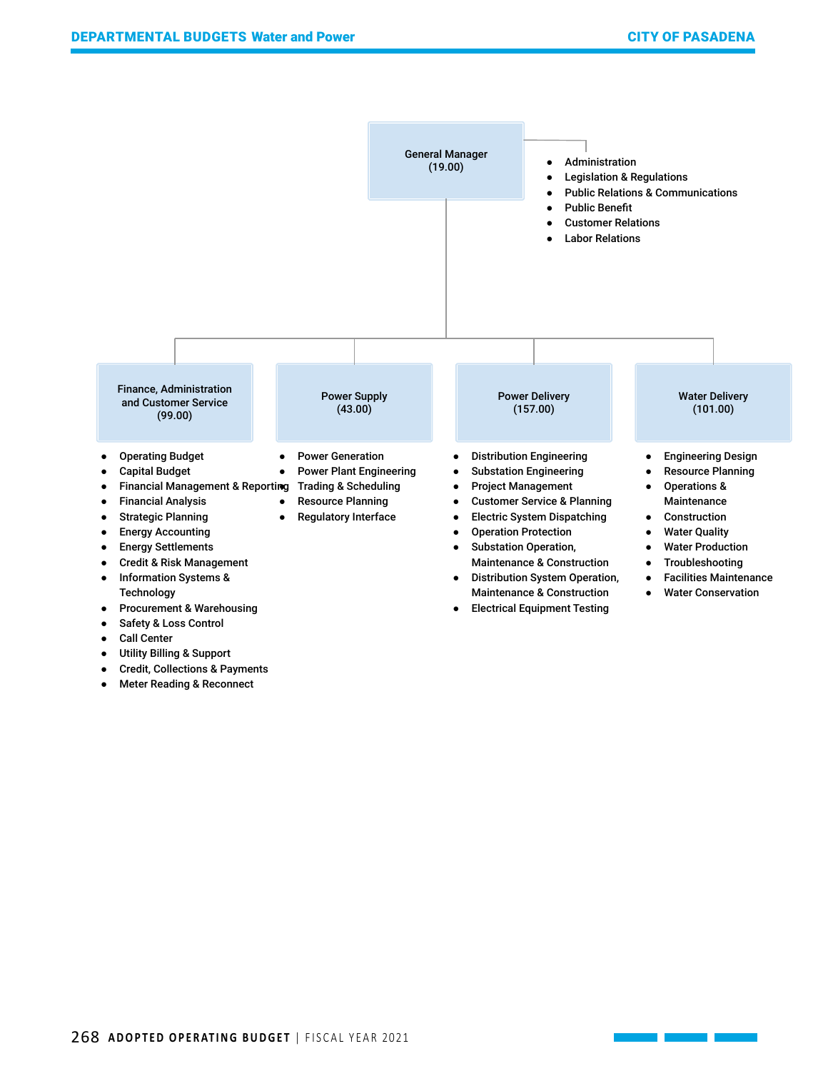**General Manager (19.00)**

- Administration
- Legislation & Regulations
- Public Relations & Communications
- Public Benefit
- Customer Relations
- Labor Relations

**Finance, Administration and Customer Service (99.00)**

- Operating Budget
- Capital Budget
- Financial Management & Reporting
- Financial Analysis
- Strategic Planning
- Energy Accounting
- Energy Settlements
- Credit & Risk Management
- Information Systems & Technology
- Procurement & Warehousing
- Safety & Loss Control
- Call Center
- Utility Billing & Support
- Credit, Collections & Payments
- Meter Reading & Reconnect

**Power Supply (43.00)**

- Power Generation
- Power Plant Engineering
- Trading & Scheduling
- Resource Planning
- Regulatory Interface

**Power Delivery (157.00)**

- Distribution Engineering
- Substation Engineering
- Project Management
- Customer Service & Planning
- Electric System Dispatching
- Operation Protection
- Substation Operation, Maintenance & Construction
- Distribution System Operation, Maintenance & Construction
- Electrical Equipment Testing

**Water Delivery (101.00)**

- Engineering Design
- Resource Planning
- Operations & Maintenance
- Construction
- Water Quality
- Water Production
- Troubleshooting
- Facilities Maintenance
- Water Conservation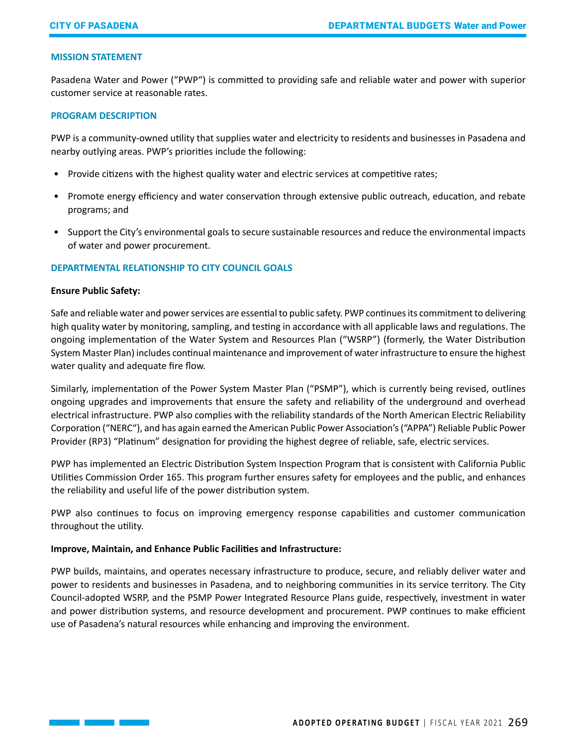## MISSION STATEMENT

Pasadena Water and Power ("PWP") is committed to providing safe and reliable water and power with superior customer service at reasonable rates.

## PROGRAM DESCRIPTION

PWP is a community-owned utility that supplies water and electricity to residents and businesses in Pasadena and nearby outlying areas. PWP's priorities include the following:

- Provide citizens with the highest quality water and electric services at competitive rates;
- Promote energy efficiency and water conservation through extensive public outreach, education, and rebate programs; and
- Support the City's environmental goals to secure sustainable resources and reduce the environmental impacts of water and power procurement.

## DEPARTMENTAL RELATIONSHIP TO CITY COUNCIL GOALS

**Ensure Public Safety:**

Safe and reliable water and power services are essential to public safety. PWP continues its commitment to delivering high quality water by monitoring, sampling, and testing in accordance with all applicable laws and regulations. The ongoing implementation of the Water System and Resources Plan ("WSRP") (formerly, the Water Distribution System Master Plan) includes continual maintenance and improvement of water infrastructure to ensure the highest water quality and adequate fire flow.

Similarly, implementation of the Power System Master Plan ("PSMP"), which is currently being revised, outlines ongoing upgrades and improvements that ensure the safety and reliability of the underground and overhead electrical infrastructure. PWP also complies with the reliability standards of the North American Electric Reliability Corporation ("NERC"), and has again earned the American Public Power Association's ("APPA") Reliable Public Power Provider (RP3) "Platinum" designation for providing the highest degree of reliable, safe, electric services.

PWP has implemented an Electric Distribution System Inspection Program that is consistent with California Public Utilities Commission Order 165. This program further ensures safety for employees and the public, and enhances the reliability and useful life of the power distribution system.

PWP also continues to focus on improving emergency response capabilities and customer communication throughout the utility.

**Improve, Maintain, and Enhance Public Facilities and Infrastructure:**

PWP builds, maintains, and operates necessary infrastructure to produce, secure, and reliably deliver water and power to residents and businesses in Pasadena, and to neighboring communities in its service territory. The City Council-adopted WSRP, and the PSMP Power Integrated Resource Plans guide, respectively, investment in water and power distribution systems, and resource development and procurement. PWP continues to make efficient use of Pasadena's natural resources while enhancing and improving the environment.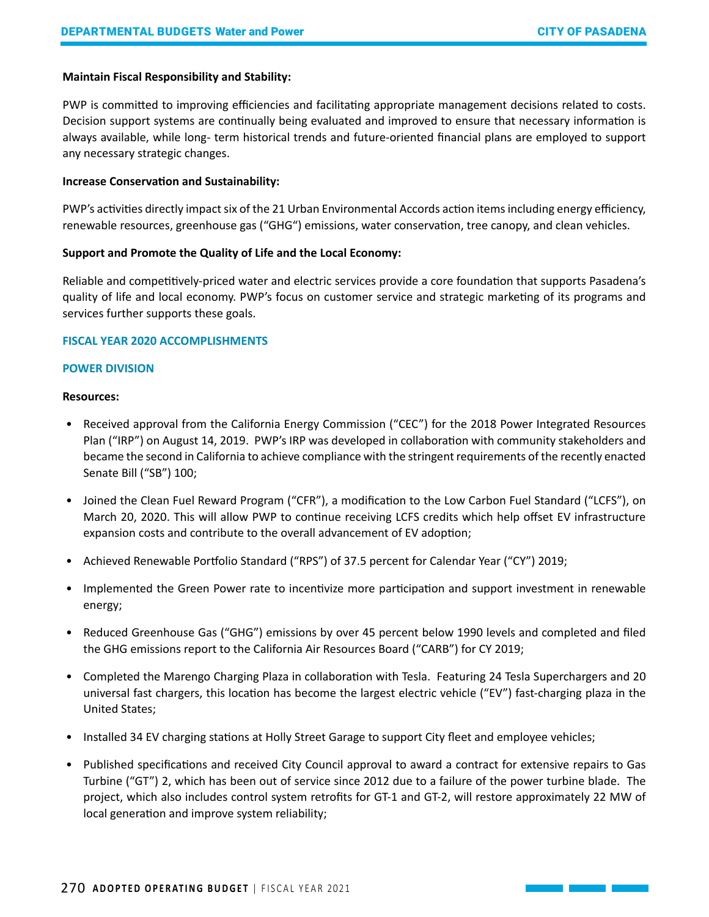**Maintain Fiscal Responsibility and Stability:**

PWP is committed to improving efficiencies and facilitating appropriate management decisions related to costs. Decision support systems are continually being evaluated and improved to ensure that necessary information is always available, while long- term historical trends and future-oriented financial plans are employed to support any necessary strategic changes.

**Increase Conservation and Sustainability:**

PWP's activities directly impact six of the 21 Urban Environmental Accords action items including energy efficiency, renewable resources, greenhouse gas ("GHG") emissions, water conservation, tree canopy, and clean vehicles.

**Support and Promote the Quality of Life and the Local Economy:**

Reliable and competitively-priced water and electric services provide a core foundation that supports Pasadena's quality of life and local economy. PWP's focus on customer service and strategic marketing of its programs and services further supports these goals.

## FISCAL YEAR 2020 ACCOMPLISHMENTS

### POWER DIVISION

**Resources:**

- Received approval from the California Energy Commission ("CEC") for the 2018 Power Integrated Resources Plan ("IRP") on August 14, 2019. PWP's IRP was developed in collaboration with community stakeholders and became the second in California to achieve compliance with the stringent requirements of the recently enacted Senate Bill ("SB") 100;
- Joined the Clean Fuel Reward Program ("CFR"), a modification to the Low Carbon Fuel Standard ("LCFS"), on March 20, 2020. This will allow PWP to continue receiving LCFS credits which help offset EV infrastructure expansion costs and contribute to the overall advancement of EV adoption;
- Achieved Renewable Portfolio Standard ("RPS") of 37.5 percent for Calendar Year ("CY") 2019;
- Implemented the Green Power rate to incentivize more participation and support investment in renewable energy;
- Reduced Greenhouse Gas ("GHG") emissions by over 45 percent below 1990 levels and completed and filed the GHG emissions report to the California Air Resources Board ("CARB") for CY 2019;
- Completed the Marengo Charging Plaza in collaboration with Tesla. Featuring 24 Tesla Superchargers and 20 universal fast chargers, this location has become the largest electric vehicle ("EV") fast-charging plaza in the United States;
- Installed 34 EV charging stations at Holly Street Garage to support City fleet and employee vehicles;
- Published specifications and received City Council approval to award a contract for extensive repairs to Gas Turbine ("GT") 2, which has been out of service since 2012 due to a failure of the power turbine blade. The project, which also includes control system retrofits for GT-1 and GT-2, will restore approximately 22 MW of local generation and improve system reliability;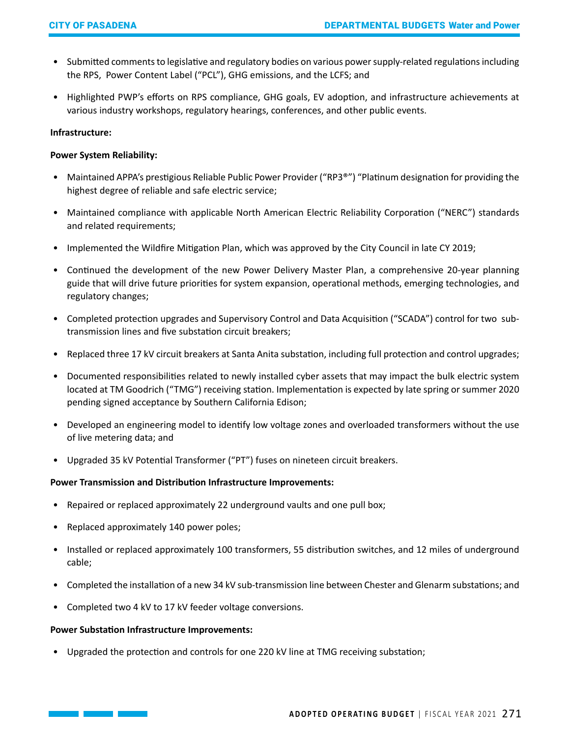- Submitted comments to legislative and regulatory bodies on various power supply-related regulations including the RPS, Power Content Label ("PCL"), GHG emissions, and the LCFS; and
- Highlighted PWP's efforts on RPS compliance, GHG goals, EV adoption, and infrastructure achievements at various industry workshops, regulatory hearings, conferences, and other public events.

**Infrastructure:**

**Power System Reliability:**

- Maintained APPA's prestigious Reliable Public Power Provider ("RP3®") "Platinum designation for providing the highest degree of reliable and safe electric service;
- Maintained compliance with applicable North American Electric Reliability Corporation ("NERC") standards and related requirements;
- Implemented the Wildfire Mitigation Plan, which was approved by the City Council in late CY 2019;
- Continued the development of the new Power Delivery Master Plan, a comprehensive 20-year planning guide that will drive future priorities for system expansion, operational methods, emerging technologies, and regulatory changes;
- Completed protection upgrades and Supervisory Control and Data Acquisition ("SCADA") control for two sub-transmission lines and five substation circuit breakers;
- Replaced three 17 kV circuit breakers at Santa Anita substation, including full protection and control upgrades;
- Documented responsibilities related to newly installed cyber assets that may impact the bulk electric system located at TM Goodrich ("TMG") receiving station. Implementation is expected by late spring or summer 2020 pending signed acceptance by Southern California Edison;
- Developed an engineering model to identify low voltage zones and overloaded transformers without the use of live metering data; and
- Upgraded 35 kV Potential Transformer ("PT") fuses on nineteen circuit breakers.

**Power Transmission and Distribution Infrastructure Improvements:**

- Repaired or replaced approximately 22 underground vaults and one pull box;
- Replaced approximately 140 power poles;
- Installed or replaced approximately 100 transformers, 55 distribution switches, and 12 miles of underground cable;
- Completed the installation of a new 34 kV sub-transmission line between Chester and Glenarm substations; and
- Completed two 4 kV to 17 kV feeder voltage conversions.

**Power Substation Infrastructure Improvements:**

- Upgraded the protection and controls for one 220 kV line at TMG receiving substation;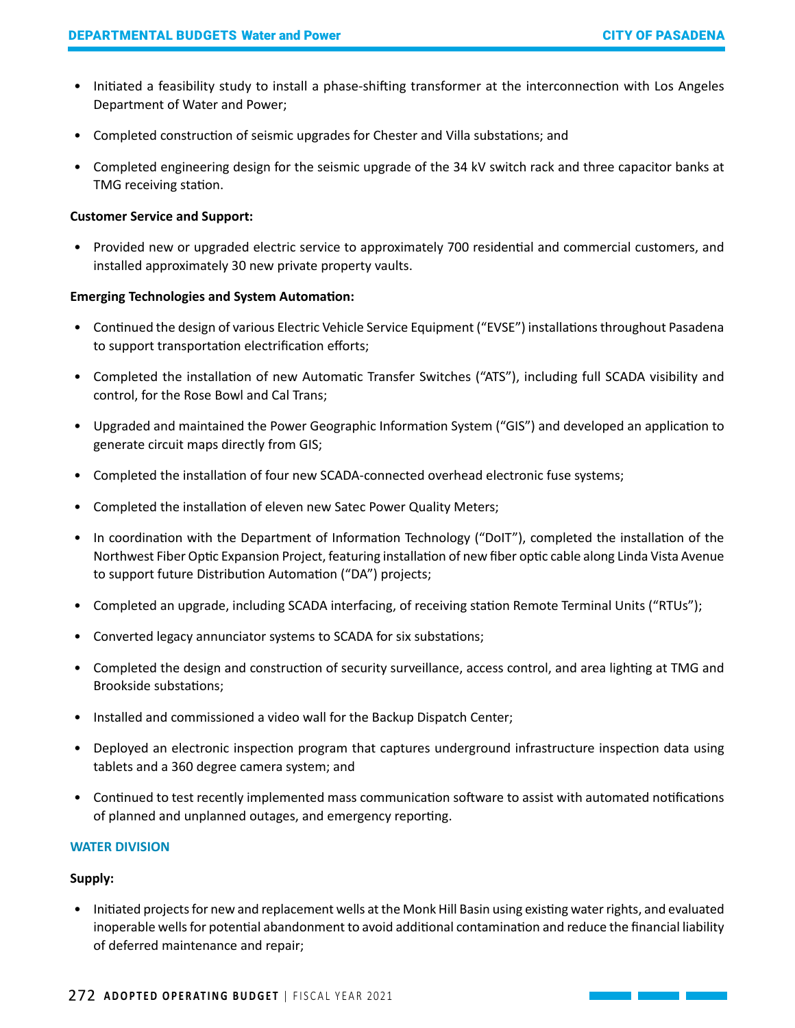- Initiated a feasibility study to install a phase-shifting transformer at the interconnection with Los Angeles Department of Water and Power;
- Completed construction of seismic upgrades for Chester and Villa substations; and
- Completed engineering design for the seismic upgrade of the 34 kV switch rack and three capacitor banks at TMG receiving station.

**Customer Service and Support:**

- Provided new or upgraded electric service to approximately 700 residential and commercial customers, and installed approximately 30 new private property vaults.

**Emerging Technologies and System Automation:**

- Continued the design of various Electric Vehicle Service Equipment ("EVSE") installations throughout Pasadena to support transportation electrification efforts;
- Completed the installation of new Automatic Transfer Switches ("ATS"), including full SCADA visibility and control, for the Rose Bowl and Cal Trans;
- Upgraded and maintained the Power Geographic Information System ("GIS") and developed an application to generate circuit maps directly from GIS;
- Completed the installation of four new SCADA-connected overhead electronic fuse systems;
- Completed the installation of eleven new Satec Power Quality Meters;
- In coordination with the Department of Information Technology ("DoIT"), completed the installation of the Northwest Fiber Optic Expansion Project, featuring installation of new fiber optic cable along Linda Vista Avenue to support future Distribution Automation ("DA") projects;
- Completed an upgrade, including SCADA interfacing, of receiving station Remote Terminal Units ("RTUs");
- Converted legacy annunciator systems to SCADA for six substations;
- Completed the design and construction of security surveillance, access control, and area lighting at TMG and Brookside substations;
- Installed and commissioned a video wall for the Backup Dispatch Center;
- Deployed an electronic inspection program that captures underground infrastructure inspection data using tablets and a 360 degree camera system; and
- Continued to test recently implemented mass communication software to assist with automated notifications of planned and unplanned outages, and emergency reporting.

## WATER DIVISION

**Supply:**

- Initiated projects for new and replacement wells at the Monk Hill Basin using existing water rights, and evaluated inoperable wells for potential abandonment to avoid additional contamination and reduce the financial liability of deferred maintenance and repair;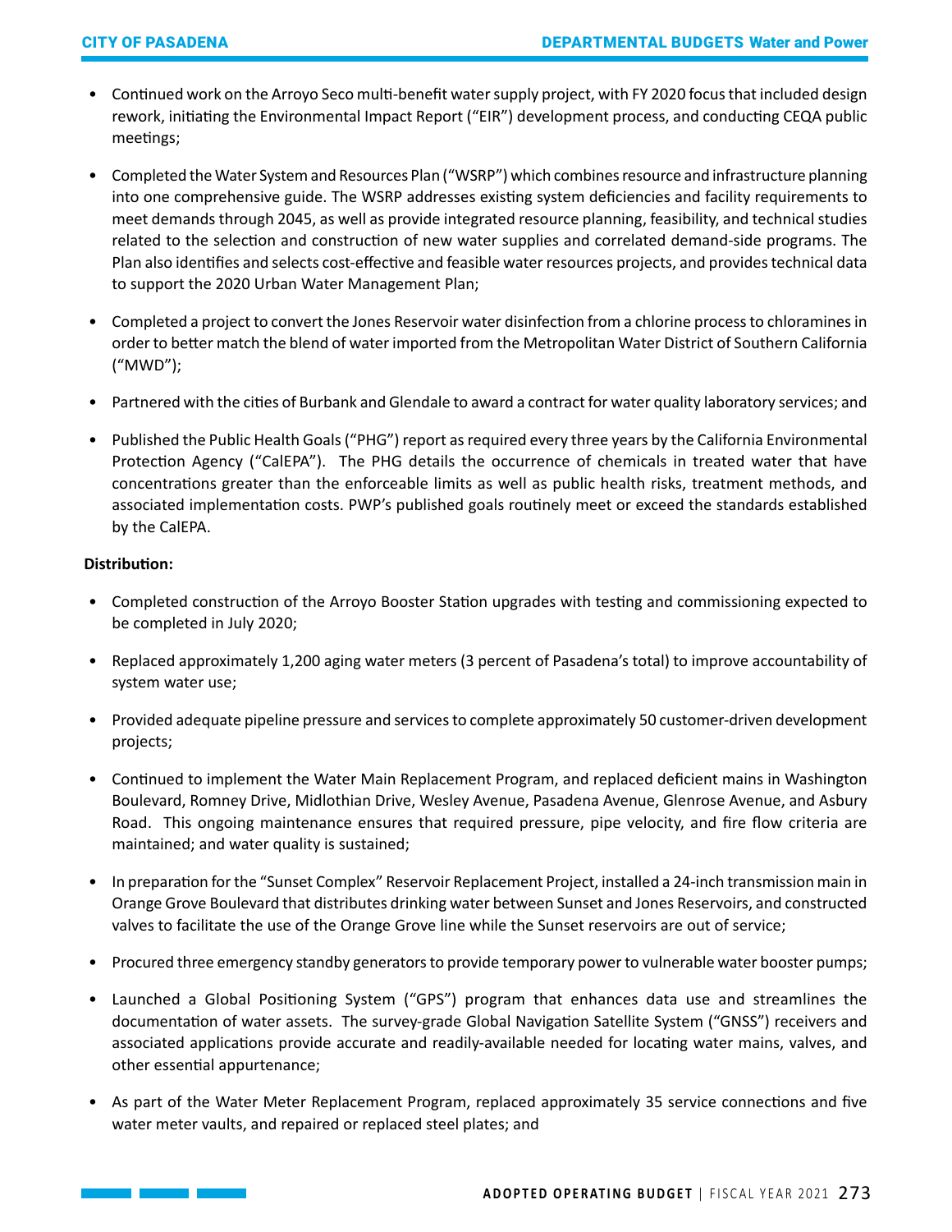- Continued work on the Arroyo Seco multi-benefit water supply project, with FY 2020 focus that included design rework, initiating the Environmental Impact Report ("EIR") development process, and conducting CEQA public meetings;

- Completed the Water System and Resources Plan ("WSRP") which combines resource and infrastructure planning into one comprehensive guide. The WSRP addresses existing system deficiencies and facility requirements to meet demands through 2045, as well as provide integrated resource planning, feasibility, and technical studies related to the selection and construction of new water supplies and correlated demand-side programs. The Plan also identifies and selects cost-effective and feasible water resources projects, and provides technical data to support the 2020 Urban Water Management Plan;

- Completed a project to convert the Jones Reservoir water disinfection from a chlorine process to chloramines in order to better match the blend of water imported from the Metropolitan Water District of Southern California ("MWD");

- Partnered with the cities of Burbank and Glendale to award a contract for water quality laboratory services; and

- Published the Public Health Goals ("PHG") report as required every three years by the California Environmental Protection Agency ("CalEPA"). The PHG details the occurrence of chemicals in treated water that have concentrations greater than the enforceable limits as well as public health risks, treatment methods, and associated implementation costs. PWP's published goals routinely meet or exceed the standards established by the CalEPA.

**Distribution:**

- Completed construction of the Arroyo Booster Station upgrades with testing and commissioning expected to be completed in July 2020;

- Replaced approximately 1,200 aging water meters (3 percent of Pasadena's total) to improve accountability of system water use;

- Provided adequate pipeline pressure and services to complete approximately 50 customer-driven development projects;

- Continued to implement the Water Main Replacement Program, and replaced deficient mains in Washington Boulevard, Romney Drive, Midlothian Drive, Wesley Avenue, Pasadena Avenue, Glenrose Avenue, and Asbury Road. This ongoing maintenance ensures that required pressure, pipe velocity, and fire flow criteria are maintained; and water quality is sustained;

- In preparation for the "Sunset Complex" Reservoir Replacement Project, installed a 24-inch transmission main in Orange Grove Boulevard that distributes drinking water between Sunset and Jones Reservoirs, and constructed valves to facilitate the use of the Orange Grove line while the Sunset reservoirs are out of service;

- Procured three emergency standby generators to provide temporary power to vulnerable water booster pumps;

- Launched a Global Positioning System ("GPS") program that enhances data use and streamlines the documentation of water assets. The survey-grade Global Navigation Satellite System ("GNSS") receivers and associated applications provide accurate and readily-available needed for locating water mains, valves, and other essential appurtenance;

- As part of the Water Meter Replacement Program, replaced approximately 35 service connections and five water meter vaults, and repaired or replaced steel plates; and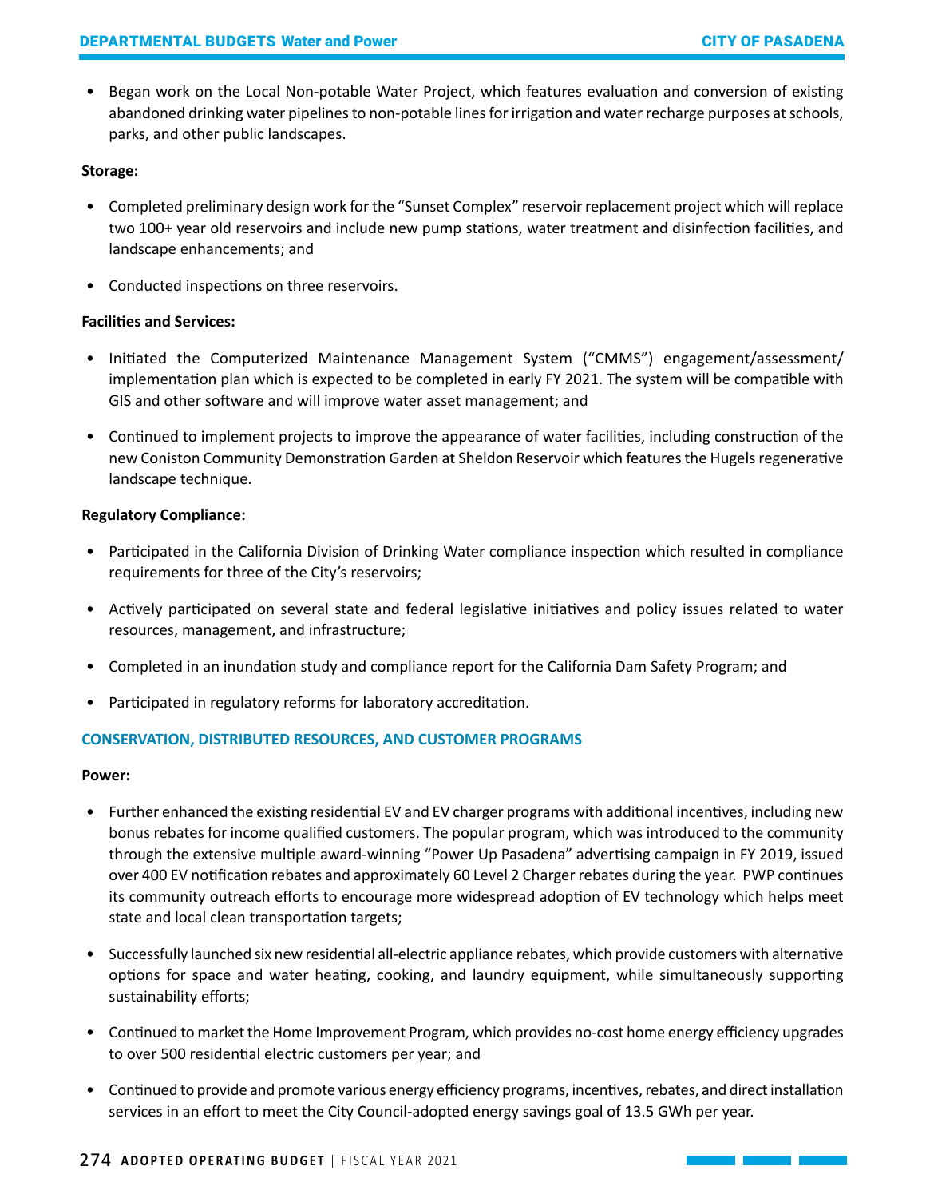- Began work on the Local Non-potable Water Project, which features evaluation and conversion of existing abandoned drinking water pipelines to non-potable lines for irrigation and water recharge purposes at schools, parks, and other public landscapes.

**Storage:**

- Completed preliminary design work for the "Sunset Complex" reservoir replacement project which will replace two 100+ year old reservoirs and include new pump stations, water treatment and disinfection facilities, and landscape enhancements; and
- Conducted inspections on three reservoirs.

**Facilities and Services:**

- Initiated the Computerized Maintenance Management System ("CMMS") engagement/assessment/implementation plan which is expected to be completed in early FY 2021. The system will be compatible with GIS and other software and will improve water asset management; and
- Continued to implement projects to improve the appearance of water facilities, including construction of the new Coniston Community Demonstration Garden at Sheldon Reservoir which features the Hugels regenerative landscape technique.

**Regulatory Compliance:**

- Participated in the California Division of Drinking Water compliance inspection which resulted in compliance requirements for three of the City's reservoirs;
- Actively participated on several state and federal legislative initiatives and policy issues related to water resources, management, and infrastructure;
- Completed in an inundation study and compliance report for the California Dam Safety Program; and
- Participated in regulatory reforms for laboratory accreditation.

## CONSERVATION, DISTRIBUTED RESOURCES, AND CUSTOMER PROGRAMS

**Power:**

- Further enhanced the existing residential EV and EV charger programs with additional incentives, including new bonus rebates for income qualified customers. The popular program, which was introduced to the community through the extensive multiple award-winning "Power Up Pasadena" advertising campaign in FY 2019, issued over 400 EV notification rebates and approximately 60 Level 2 Charger rebates during the year. PWP continues its community outreach efforts to encourage more widespread adoption of EV technology which helps meet state and local clean transportation targets;
- Successfully launched six new residential all-electric appliance rebates, which provide customers with alternative options for space and water heating, cooking, and laundry equipment, while simultaneously supporting sustainability efforts;
- Continued to market the Home Improvement Program, which provides no-cost home energy efficiency upgrades to over 500 residential electric customers per year; and
- Continued to provide and promote various energy efficiency programs, incentives, rebates, and direct installation services in an effort to meet the City Council-adopted energy savings goal of 13.5 GWh per year.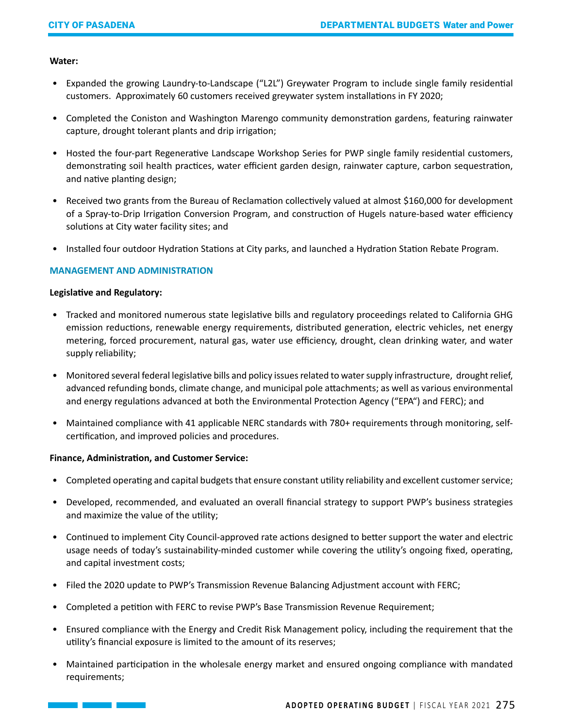**Water:**

- Expanded the growing Laundry-to-Landscape ("L2L") Greywater Program to include single family residential customers. Approximately 60 customers received greywater system installations in FY 2020;
- Completed the Coniston and Washington Marengo community demonstration gardens, featuring rainwater capture, drought tolerant plants and drip irrigation;
- Hosted the four-part Regenerative Landscape Workshop Series for PWP single family residential customers, demonstrating soil health practices, water efficient garden design, rainwater capture, carbon sequestration, and native planting design;
- Received two grants from the Bureau of Reclamation collectively valued at almost $160,000 for development of a Spray-to-Drip Irrigation Conversion Program, and construction of Hugels nature-based water efficiency solutions at City water facility sites; and
- Installed four outdoor Hydration Stations at City parks, and launched a Hydration Station Rebate Program.

## MANAGEMENT AND ADMINISTRATION

**Legislative and Regulatory:**

- Tracked and monitored numerous state legislative bills and regulatory proceedings related to California GHG emission reductions, renewable energy requirements, distributed generation, electric vehicles, net energy metering, forced procurement, natural gas, water use efficiency, drought, clean drinking water, and water supply reliability;
- Monitored several federal legislative bills and policy issues related to water supply infrastructure, drought relief, advanced refunding bonds, climate change, and municipal pole attachments; as well as various environmental and energy regulations advanced at both the Environmental Protection Agency ("EPA") and FERC); and
- Maintained compliance with 41 applicable NERC standards with 780+ requirements through monitoring, self-certification, and improved policies and procedures.

**Finance, Administration, and Customer Service:**

- Completed operating and capital budgets that ensure constant utility reliability and excellent customer service;
- Developed, recommended, and evaluated an overall financial strategy to support PWP's business strategies and maximize the value of the utility;
- Continued to implement City Council-approved rate actions designed to better support the water and electric usage needs of today's sustainability-minded customer while covering the utility's ongoing fixed, operating, and capital investment costs;
- Filed the 2020 update to PWP's Transmission Revenue Balancing Adjustment account with FERC;
- Completed a petition with FERC to revise PWP's Base Transmission Revenue Requirement;
- Ensured compliance with the Energy and Credit Risk Management policy, including the requirement that the utility's financial exposure is limited to the amount of its reserves;
- Maintained participation in the wholesale energy market and ensured ongoing compliance with mandated requirements;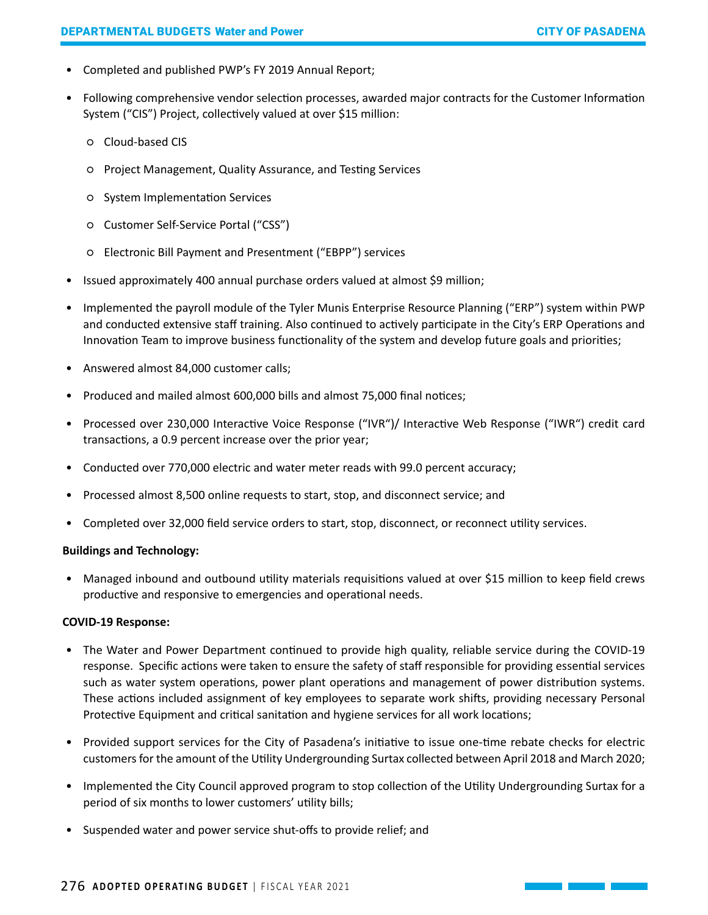- Completed and published PWP's FY 2019 Annual Report;
- Following comprehensive vendor selection processes, awarded major contracts for the Customer Information System ("CIS") Project, collectively valued at over $15 million:
    - Cloud-based CIS
    - Project Management, Quality Assurance, and Testing Services
    - System Implementation Services
    - Customer Self-Service Portal ("CSS")
    - Electronic Bill Payment and Presentment ("EBPP") services
- Issued approximately 400 annual purchase orders valued at almost $9 million;
- Implemented the payroll module of the Tyler Munis Enterprise Resource Planning ("ERP") system within PWP and conducted extensive staff training. Also continued to actively participate in the City's ERP Operations and Innovation Team to improve business functionality of the system and develop future goals and priorities;
- Answered almost 84,000 customer calls;
- Produced and mailed almost 600,000 bills and almost 75,000 final notices;
- Processed over 230,000 Interactive Voice Response ("IVR")/ Interactive Web Response ("IWR") credit card transactions, a 0.9 percent increase over the prior year;
- Conducted over 770,000 electric and water meter reads with 99.0 percent accuracy;
- Processed almost 8,500 online requests to start, stop, and disconnect service; and
- Completed over 32,000 field service orders to start, stop, disconnect, or reconnect utility services.

**Buildings and Technology:**

- Managed inbound and outbound utility materials requisitions valued at over $15 million to keep field crews productive and responsive to emergencies and operational needs.

**COVID-19 Response:**

- The Water and Power Department continued to provide high quality, reliable service during the COVID-19 response. Specific actions were taken to ensure the safety of staff responsible for providing essential services such as water system operations, power plant operations and management of power distribution systems. These actions included assignment of key employees to separate work shifts, providing necessary Personal Protective Equipment and critical sanitation and hygiene services for all work locations;
- Provided support services for the City of Pasadena's initiative to issue one-time rebate checks for electric customers for the amount of the Utility Undergrounding Surtax collected between April 2018 and March 2020;
- Implemented the City Council approved program to stop collection of the Utility Undergrounding Surtax for a period of six months to lower customers' utility bills;
- Suspended water and power service shut-offs to provide relief; and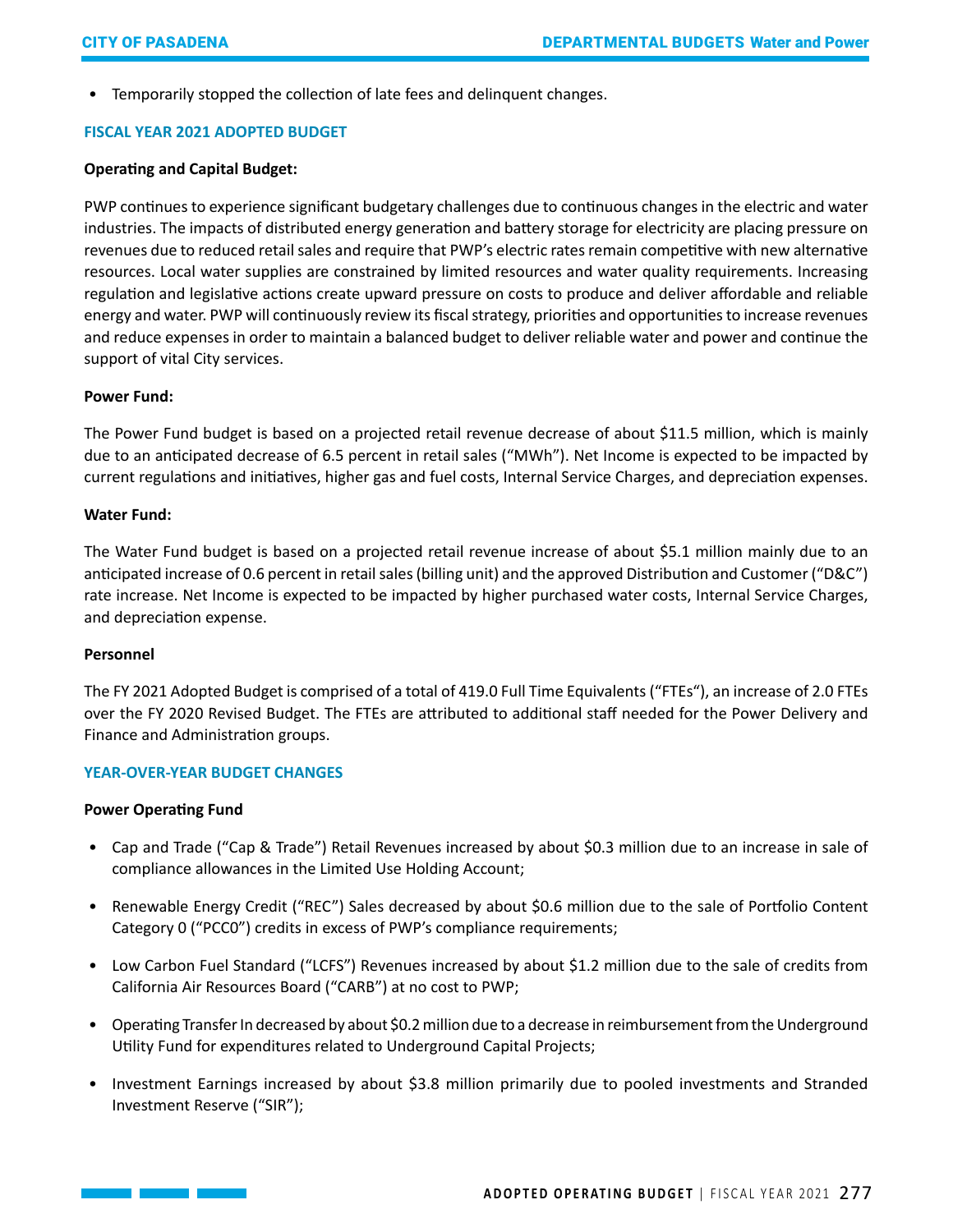- Temporarily stopped the collection of late fees and delinquent changes.

## FISCAL YEAR 2021 ADOPTED BUDGET

**Operating and Capital Budget:**

PWP continues to experience significant budgetary challenges due to continuous changes in the electric and water industries. The impacts of distributed energy generation and battery storage for electricity are placing pressure on revenues due to reduced retail sales and require that PWP's electric rates remain competitive with new alternative resources. Local water supplies are constrained by limited resources and water quality requirements. Increasing regulation and legislative actions create upward pressure on costs to produce and deliver affordable and reliable energy and water. PWP will continuously review its fiscal strategy, priorities and opportunities to increase revenues and reduce expenses in order to maintain a balanced budget to deliver reliable water and power and continue the support of vital City services.

**Power Fund:**

The Power Fund budget is based on a projected retail revenue decrease of about $11.5 million, which is mainly due to an anticipated decrease of 6.5 percent in retail sales ("MWh"). Net Income is expected to be impacted by current regulations and initiatives, higher gas and fuel costs, Internal Service Charges, and depreciation expenses.

**Water Fund:**

The Water Fund budget is based on a projected retail revenue increase of about $5.1 million mainly due to an anticipated increase of 0.6 percent in retail sales (billing unit) and the approved Distribution and Customer ("D&C") rate increase. Net Income is expected to be impacted by higher purchased water costs, Internal Service Charges, and depreciation expense.

**Personnel**

The FY 2021 Adopted Budget is comprised of a total of 419.0 Full Time Equivalents ("FTEs"), an increase of 2.0 FTEs over the FY 2020 Revised Budget. The FTEs are attributed to additional staff needed for the Power Delivery and Finance and Administration groups.

## YEAR-OVER-YEAR BUDGET CHANGES

**Power Operating Fund**

- Cap and Trade ("Cap & Trade") Retail Revenues increased by about $0.3 million due to an increase in sale of compliance allowances in the Limited Use Holding Account;
- Renewable Energy Credit ("REC") Sales decreased by about $0.6 million due to the sale of Portfolio Content Category 0 ("PCC0") credits in excess of PWP's compliance requirements;
- Low Carbon Fuel Standard ("LCFS") Revenues increased by about $1.2 million due to the sale of credits from California Air Resources Board ("CARB") at no cost to PWP;
- Operating Transfer In decreased by about $0.2 million due to a decrease in reimbursement from the Underground Utility Fund for expenditures related to Underground Capital Projects;
- Investment Earnings increased by about $3.8 million primarily due to pooled investments and Stranded Investment Reserve ("SIR");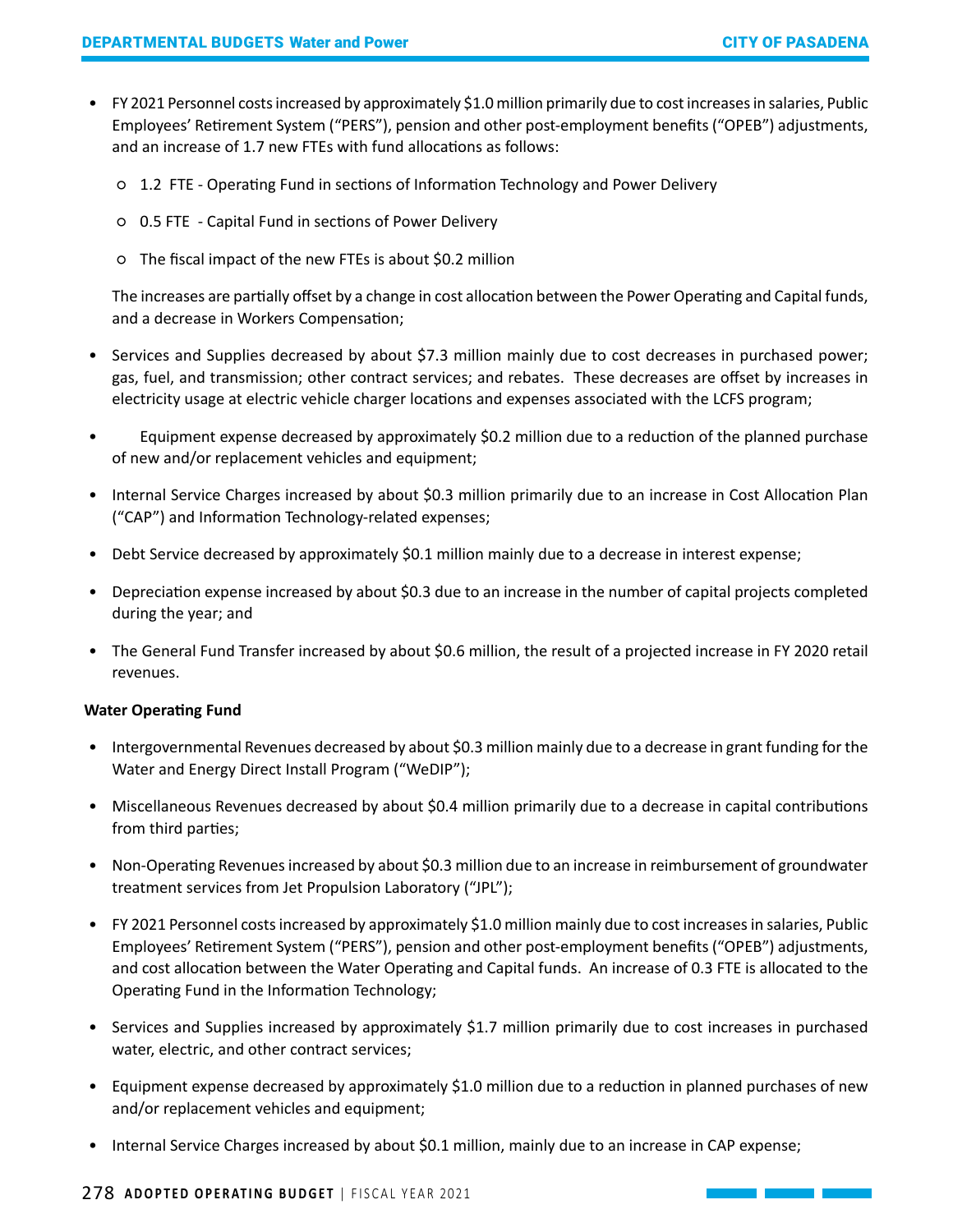- FY 2021 Personnel costs increased by approximately $1.0 million primarily due to cost increases in salaries, Public Employees' Retirement System ("PERS"), pension and other post-employment benefits ("OPEB") adjustments, and an increase of 1.7 new FTEs with fund allocations as follows:
    - 1.2 FTE - Operating Fund in sections of Information Technology and Power Delivery
    - 0.5 FTE - Capital Fund in sections of Power Delivery
    - The fiscal impact of the new FTEs is about $0.2 million

  The increases are partially offset by a change in cost allocation between the Power Operating and Capital funds, and a decrease in Workers Compensation;

- Services and Supplies decreased by about $7.3 million mainly due to cost decreases in purchased power; gas, fuel, and transmission; other contract services; and rebates. These decreases are offset by increases in electricity usage at electric vehicle charger locations and expenses associated with the LCFS program;
- Equipment expense decreased by approximately $0.2 million due to a reduction of the planned purchase of new and/or replacement vehicles and equipment;
- Internal Service Charges increased by about $0.3 million primarily due to an increase in Cost Allocation Plan ("CAP") and Information Technology-related expenses;
- Debt Service decreased by approximately $0.1 million mainly due to a decrease in interest expense;
- Depreciation expense increased by about $0.3 due to an increase in the number of capital projects completed during the year; and
- The General Fund Transfer increased by about $0.6 million, the result of a projected increase in FY 2020 retail revenues.

**Water Operating Fund**

- Intergovernmental Revenues decreased by about $0.3 million mainly due to a decrease in grant funding for the Water and Energy Direct Install Program ("WeDIP");
- Miscellaneous Revenues decreased by about $0.4 million primarily due to a decrease in capital contributions from third parties;
- Non-Operating Revenues increased by about $0.3 million due to an increase in reimbursement of groundwater treatment services from Jet Propulsion Laboratory ("JPL");
- FY 2021 Personnel costs increased by approximately $1.0 million mainly due to cost increases in salaries, Public Employees' Retirement System ("PERS"), pension and other post-employment benefits ("OPEB") adjustments, and cost allocation between the Water Operating and Capital funds. An increase of 0.3 FTE is allocated to the Operating Fund in the Information Technology;
- Services and Supplies increased by approximately $1.7 million primarily due to cost increases in purchased water, electric, and other contract services;
- Equipment expense decreased by approximately $1.0 million due to a reduction in planned purchases of new and/or replacement vehicles and equipment;
- Internal Service Charges increased by about $0.1 million, mainly due to an increase in CAP expense;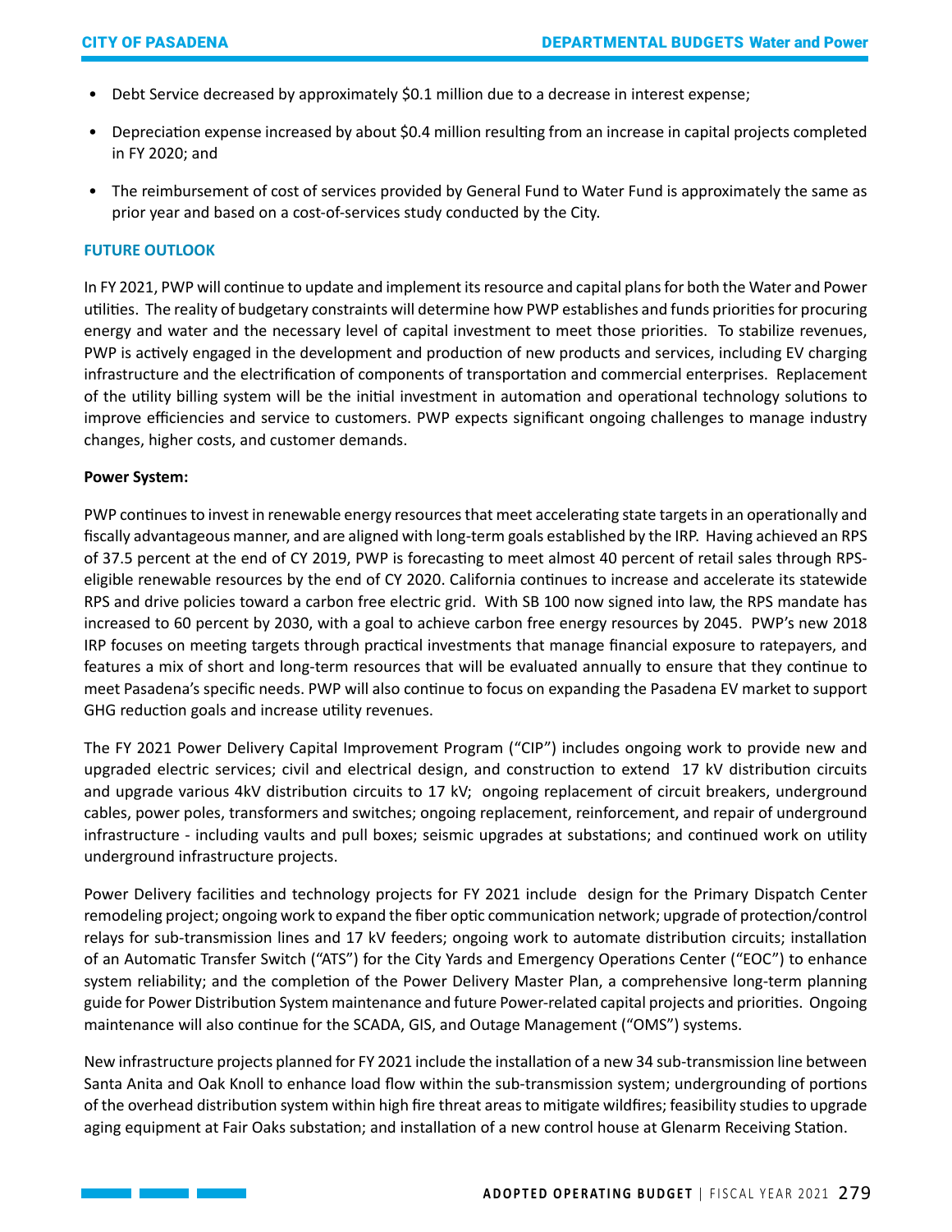- Debt Service decreased by approximately $0.1 million due to a decrease in interest expense;
- Depreciation expense increased by about $0.4 million resulting from an increase in capital projects completed in FY 2020; and
- The reimbursement of cost of services provided by General Fund to Water Fund is approximately the same as prior year and based on a cost-of-services study conducted by the City.

## FUTURE OUTLOOK

In FY 2021, PWP will continue to update and implement its resource and capital plans for both the Water and Power utilities. The reality of budgetary constraints will determine how PWP establishes and funds priorities for procuring energy and water and the necessary level of capital investment to meet those priorities. To stabilize revenues, PWP is actively engaged in the development and production of new products and services, including EV charging infrastructure and the electrification of components of transportation and commercial enterprises. Replacement of the utility billing system will be the initial investment in automation and operational technology solutions to improve efficiencies and service to customers. PWP expects significant ongoing challenges to manage industry changes, higher costs, and customer demands.

**Power System:**

PWP continues to invest in renewable energy resources that meet accelerating state targets in an operationally and fiscally advantageous manner, and are aligned with long-term goals established by the IRP. Having achieved an RPS of 37.5 percent at the end of CY 2019, PWP is forecasting to meet almost 40 percent of retail sales through RPS-eligible renewable resources by the end of CY 2020. California continues to increase and accelerate its statewide RPS and drive policies toward a carbon free electric grid. With SB 100 now signed into law, the RPS mandate has increased to 60 percent by 2030, with a goal to achieve carbon free energy resources by 2045. PWP's new 2018 IRP focuses on meeting targets through practical investments that manage financial exposure to ratepayers, and features a mix of short and long-term resources that will be evaluated annually to ensure that they continue to meet Pasadena's specific needs. PWP will also continue to focus on expanding the Pasadena EV market to support GHG reduction goals and increase utility revenues.

The FY 2021 Power Delivery Capital Improvement Program ("CIP") includes ongoing work to provide new and upgraded electric services; civil and electrical design, and construction to extend 17 kV distribution circuits and upgrade various 4kV distribution circuits to 17 kV; ongoing replacement of circuit breakers, underground cables, power poles, transformers and switches; ongoing replacement, reinforcement, and repair of underground infrastructure - including vaults and pull boxes; seismic upgrades at substations; and continued work on utility underground infrastructure projects.

Power Delivery facilities and technology projects for FY 2021 include design for the Primary Dispatch Center remodeling project; ongoing work to expand the fiber optic communication network; upgrade of protection/control relays for sub-transmission lines and 17 kV feeders; ongoing work to automate distribution circuits; installation of an Automatic Transfer Switch ("ATS") for the City Yards and Emergency Operations Center ("EOC") to enhance system reliability; and the completion of the Power Delivery Master Plan, a comprehensive long-term planning guide for Power Distribution System maintenance and future Power-related capital projects and priorities. Ongoing maintenance will also continue for the SCADA, GIS, and Outage Management ("OMS") systems.

New infrastructure projects planned for FY 2021 include the installation of a new 34 sub-transmission line between Santa Anita and Oak Knoll to enhance load flow within the sub-transmission system; undergrounding of portions of the overhead distribution system within high fire threat areas to mitigate wildfires; feasibility studies to upgrade aging equipment at Fair Oaks substation; and installation of a new control house at Glenarm Receiving Station.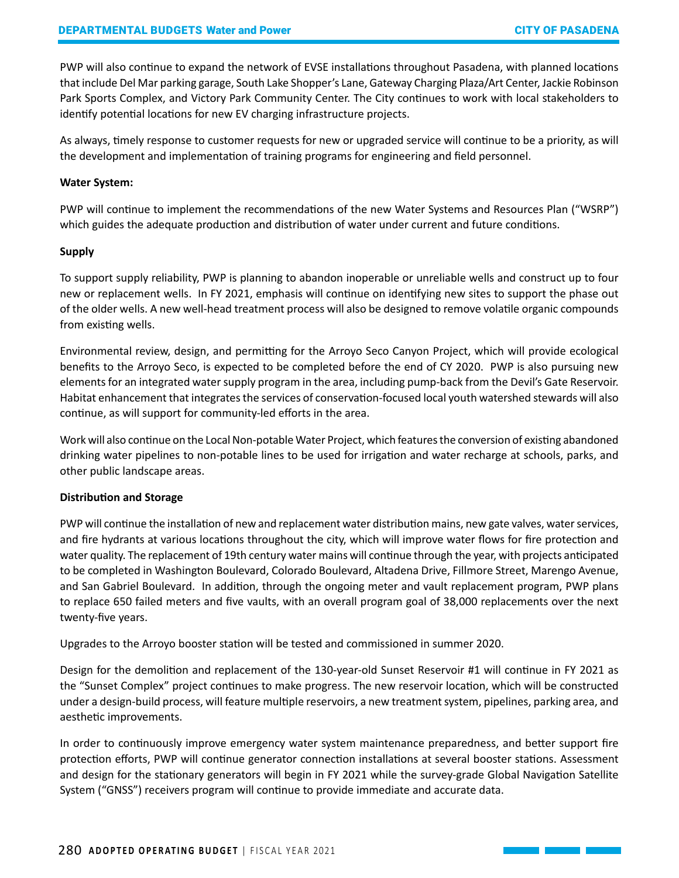PWP will also continue to expand the network of EVSE installations throughout Pasadena, with planned locations that include Del Mar parking garage, South Lake Shopper's Lane, Gateway Charging Plaza/Art Center, Jackie Robinson Park Sports Complex, and Victory Park Community Center. The City continues to work with local stakeholders to identify potential locations for new EV charging infrastructure projects.

As always, timely response to customer requests for new or upgraded service will continue to be a priority, as will the development and implementation of training programs for engineering and field personnel.

**Water System:**

PWP will continue to implement the recommendations of the new Water Systems and Resources Plan ("WSRP") which guides the adequate production and distribution of water under current and future conditions.

**Supply**

To support supply reliability, PWP is planning to abandon inoperable or unreliable wells and construct up to four new or replacement wells. In FY 2021, emphasis will continue on identifying new sites to support the phase out of the older wells. A new well-head treatment process will also be designed to remove volatile organic compounds from existing wells.

Environmental review, design, and permitting for the Arroyo Seco Canyon Project, which will provide ecological benefits to the Arroyo Seco, is expected to be completed before the end of CY 2020. PWP is also pursuing new elements for an integrated water supply program in the area, including pump-back from the Devil's Gate Reservoir. Habitat enhancement that integrates the services of conservation-focused local youth watershed stewards will also continue, as will support for community-led efforts in the area.

Work will also continue on the Local Non-potable Water Project, which features the conversion of existing abandoned drinking water pipelines to non-potable lines to be used for irrigation and water recharge at schools, parks, and other public landscape areas.

**Distribution and Storage**

PWP will continue the installation of new and replacement water distribution mains, new gate valves, water services, and fire hydrants at various locations throughout the city, which will improve water flows for fire protection and water quality. The replacement of 19th century water mains will continue through the year, with projects anticipated to be completed in Washington Boulevard, Colorado Boulevard, Altadena Drive, Fillmore Street, Marengo Avenue, and San Gabriel Boulevard. In addition, through the ongoing meter and vault replacement program, PWP plans to replace 650 failed meters and five vaults, with an overall program goal of 38,000 replacements over the next twenty-five years.

Upgrades to the Arroyo booster station will be tested and commissioned in summer 2020.

Design for the demolition and replacement of the 130-year-old Sunset Reservoir #1 will continue in FY 2021 as the "Sunset Complex" project continues to make progress. The new reservoir location, which will be constructed under a design-build process, will feature multiple reservoirs, a new treatment system, pipelines, parking area, and aesthetic improvements.

In order to continuously improve emergency water system maintenance preparedness, and better support fire protection efforts, PWP will continue generator connection installations at several booster stations. Assessment and design for the stationary generators will begin in FY 2021 while the survey-grade Global Navigation Satellite System ("GNSS") receivers program will continue to provide immediate and accurate data.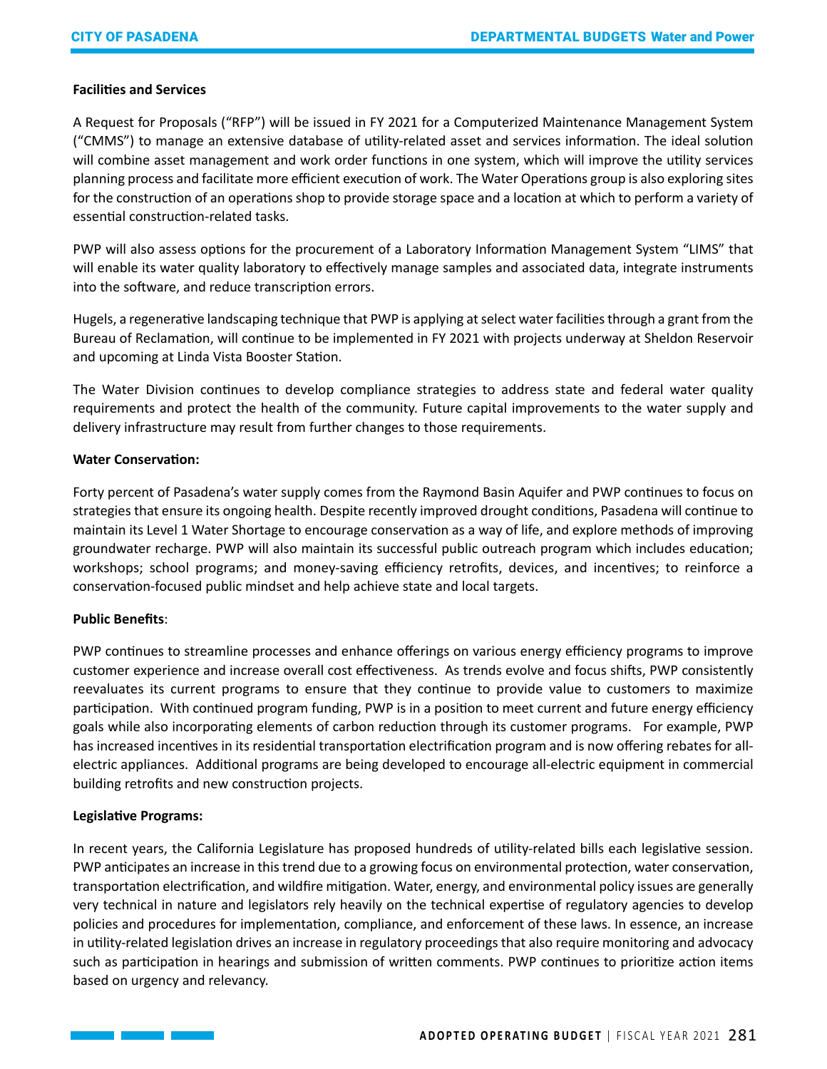**Facilities and Services**

A Request for Proposals ("RFP") will be issued in FY 2021 for a Computerized Maintenance Management System ("CMMS") to manage an extensive database of utility-related asset and services information. The ideal solution will combine asset management and work order functions in one system, which will improve the utility services planning process and facilitate more efficient execution of work. The Water Operations group is also exploring sites for the construction of an operations shop to provide storage space and a location at which to perform a variety of essential construction-related tasks.

PWP will also assess options for the procurement of a Laboratory Information Management System "LIMS" that will enable its water quality laboratory to effectively manage samples and associated data, integrate instruments into the software, and reduce transcription errors.

Hugels, a regenerative landscaping technique that PWP is applying at select water facilities through a grant from the Bureau of Reclamation, will continue to be implemented in FY 2021 with projects underway at Sheldon Reservoir and upcoming at Linda Vista Booster Station.

The Water Division continues to develop compliance strategies to address state and federal water quality requirements and protect the health of the community. Future capital improvements to the water supply and delivery infrastructure may result from further changes to those requirements.

**Water Conservation:**

Forty percent of Pasadena's water supply comes from the Raymond Basin Aquifer and PWP continues to focus on strategies that ensure its ongoing health. Despite recently improved drought conditions, Pasadena will continue to maintain its Level 1 Water Shortage to encourage conservation as a way of life, and explore methods of improving groundwater recharge. PWP will also maintain its successful public outreach program which includes education; workshops; school programs; and money-saving efficiency retrofits, devices, and incentives; to reinforce a conservation-focused public mindset and help achieve state and local targets.

**Public Benefits**:

PWP continues to streamline processes and enhance offerings on various energy efficiency programs to improve customer experience and increase overall cost effectiveness. As trends evolve and focus shifts, PWP consistently reevaluates its current programs to ensure that they continue to provide value to customers to maximize participation. With continued program funding, PWP is in a position to meet current and future energy efficiency goals while also incorporating elements of carbon reduction through its customer programs. For example, PWP has increased incentives in its residential transportation electrification program and is now offering rebates for all-electric appliances. Additional programs are being developed to encourage all-electric equipment in commercial building retrofits and new construction projects.

**Legislative Programs:**

In recent years, the California Legislature has proposed hundreds of utility-related bills each legislative session. PWP anticipates an increase in this trend due to a growing focus on environmental protection, water conservation, transportation electrification, and wildfire mitigation. Water, energy, and environmental policy issues are generally very technical in nature and legislators rely heavily on the technical expertise of regulatory agencies to develop policies and procedures for implementation, compliance, and enforcement of these laws. In essence, an increase in utility-related legislation drives an increase in regulatory proceedings that also require monitoring and advocacy such as participation in hearings and submission of written comments. PWP continues to prioritize action items based on urgency and relevancy.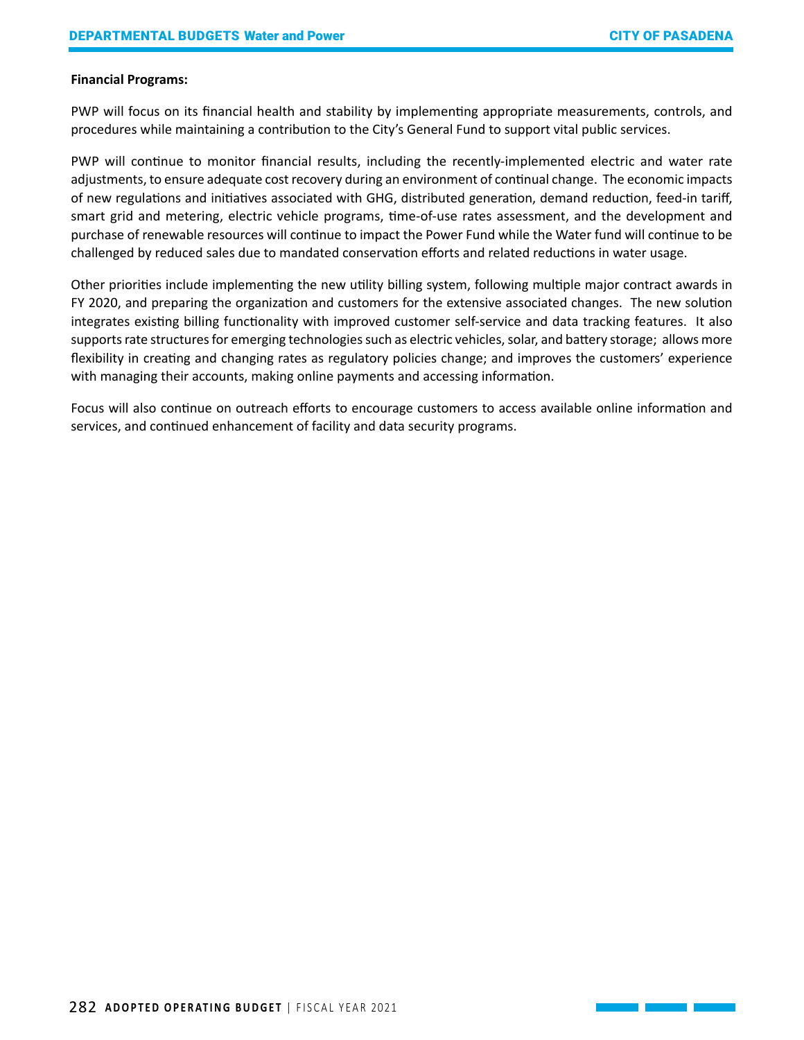**Financial Programs:**

PWP will focus on its financial health and stability by implementing appropriate measurements, controls, and procedures while maintaining a contribution to the City's General Fund to support vital public services.

PWP will continue to monitor financial results, including the recently-implemented electric and water rate adjustments, to ensure adequate cost recovery during an environment of continual change. The economic impacts of new regulations and initiatives associated with GHG, distributed generation, demand reduction, feed-in tariff, smart grid and metering, electric vehicle programs, time-of-use rates assessment, and the development and purchase of renewable resources will continue to impact the Power Fund while the Water fund will continue to be challenged by reduced sales due to mandated conservation efforts and related reductions in water usage.

Other priorities include implementing the new utility billing system, following multiple major contract awards in FY 2020, and preparing the organization and customers for the extensive associated changes. The new solution integrates existing billing functionality with improved customer self-service and data tracking features. It also supports rate structures for emerging technologies such as electric vehicles, solar, and battery storage; allows more flexibility in creating and changing rates as regulatory policies change; and improves the customers' experience with managing their accounts, making online payments and accessing information.

Focus will also continue on outreach efforts to encourage customers to access available online information and services, and continued enhancement of facility and data security programs.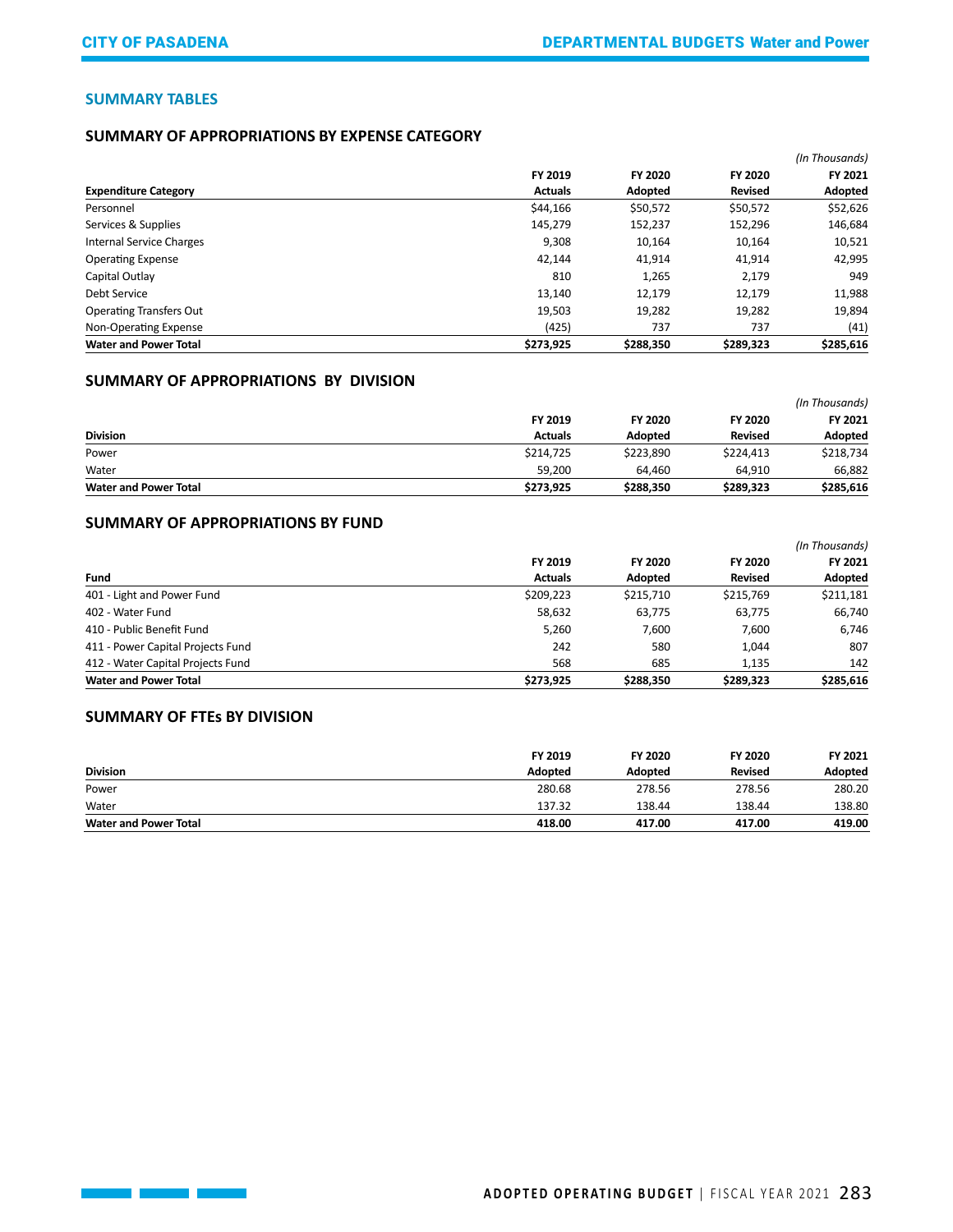## SUMMARY TABLES

### SUMMARY OF APPROPRIATIONS BY EXPENSE CATEGORY

*(In Thousands)*

| Expenditure Category | FY 2019 Actuals | FY 2020 Adopted | FY 2020 Revised | FY 2021 Adopted |
|---|---|---|---|---|
| Personnel | $44,166 | $50,572 | $50,572 | $52,626 |
| Services & Supplies | 145,279 | 152,237 | 152,296 | 146,684 |
| Internal Service Charges | 9,308 | 10,164 | 10,164 | 10,521 |
| Operating Expense | 42,144 | 41,914 | 41,914 | 42,995 |
| Capital Outlay | 810 | 1,265 | 2,179 | 949 |
| Debt Service | 13,140 | 12,179 | 12,179 | 11,988 |
| Operating Transfers Out | 19,503 | 19,282 | 19,282 | 19,894 |
| Non-Operating Expense | (425) | 737 | 737 | (41) |
| **Water and Power Total** | **$273,925** | **$288,350** | **$289,323** | **$285,616** |

### SUMMARY OF APPROPRIATIONS BY DIVISION

*(In Thousands)*

| Division | FY 2019 Actuals | FY 2020 Adopted | FY 2020 Revised | FY 2021 Adopted |
|---|---|---|---|---|
| Power | $214,725 | $223,890 | $224,413 | $218,734 |
| Water | 59,200 | 64,460 | 64,910 | 66,882 |
| **Water and Power Total** | **$273,925** | **$288,350** | **$289,323** | **$285,616** |

### SUMMARY OF APPROPRIATIONS BY FUND

*(In Thousands)*

| Fund | FY 2019 Actuals | FY 2020 Adopted | FY 2020 Revised | FY 2021 Adopted |
|---|---|---|---|---|
| 401 - Light and Power Fund | $209,223 | $215,710 | $215,769 | $211,181 |
| 402 - Water Fund | 58,632 | 63,775 | 63,775 | 66,740 |
| 410 - Public Benefit Fund | 5,260 | 7,600 | 7,600 | 6,746 |
| 411 - Power Capital Projects Fund | 242 | 580 | 1,044 | 807 |
| 412 - Water Capital Projects Fund | 568 | 685 | 1,135 | 142 |
| **Water and Power Total** | **$273,925** | **$288,350** | **$289,323** | **$285,616** |

### SUMMARY OF FTEs BY DIVISION

| Division | FY 2019 Adopted | FY 2020 Adopted | FY 2020 Revised | FY 2021 Adopted |
|---|---|---|---|---|
| Power | 280.68 | 278.56 | 278.56 | 280.20 |
| Water | 137.32 | 138.44 | 138.44 | 138.80 |
| **Water and Power Total** | **418.00** | **417.00** | **417.00** | **419.00** |